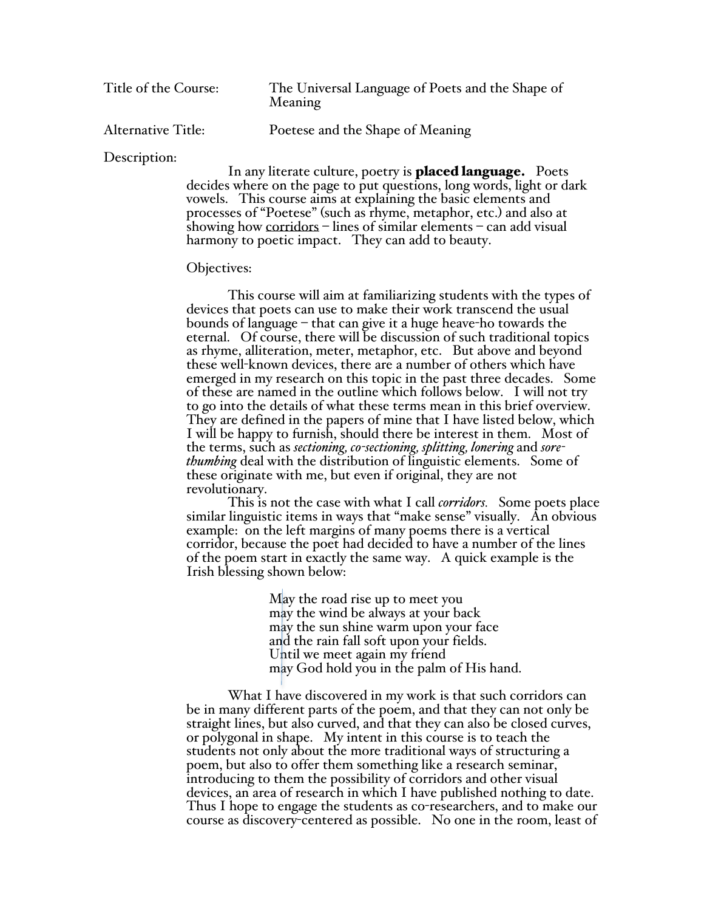Title of the Course: The Universal Language of Poets and the Shape of Meaning

Alternative Title: Poetese and the Shape of Meaning

Description:

In any literate culture, poetry is **placed language.** Poets decides where on the page to put questions, long words, light or dark vowels. This course aims at explaining the basic elements and processes of "Poetese" (such as rhyme, metaphor, etc.) and also at showing how <u>corridors</u> – lines of similar elements – can add visual harmony to poetic impact. They can add to beauty.

Objectives:

This course will aim at familiarizing students with the types of devices that poets can use to make their work transcend the usual bounds of language – that can give it a huge heave-ho towards the eternal. Of course, there will be discussion of such traditional topics as rhyme, alliteration, meter, metaphor, etc. But above and beyond these well-known devices, there are a number of others which have emerged in my research on this topic in the past three decades. Some of these are named in the outline which follows below. I will not try to go into the details of what these terms mean in this brief overview. They are defined in the papers of mine that I have listed below, which I will be happy to furnish, should there be interest in them. Most of the terms, such as *sectioning, co-sectioning, splitting, lonering* and *sore-thumbing* deal with the distribution of linguistic elements. Some of these originate with me, but even if original, they are not revolutionary.

This is not the case with what I call *corridors.* Some poets place similar linguistic items in ways that "make sense" visually. An obvious example: on the left margins of many poems there is a vertical corridor, because the poet had decided to have a number of the lines of the poem start in exactly the same way. A quick example is the Irish blessing shown below:

> May the road rise up to meet you
> may the wind be always at your back
> may the sun shine warm upon your face
> and the rain fall soft upon your fields.
> Until we meet again my friend
> may God hold you in the palm of His hand.

What I have discovered in my work is that such corridors can be in many different parts of the poem, and that they can not only be straight lines, but also curved, and that they can also be closed curves, or polygonal in shape. My intent in this course is to teach the students not only about the more traditional ways of structuring a poem, but also to offer them something like a research seminar, introducing to them the possibility of corridors and other visual devices, an area of research in which I have published nothing to date. Thus I hope to engage the students as co-researchers, and to make our course as discovery-centered as possible. No one in the room, least of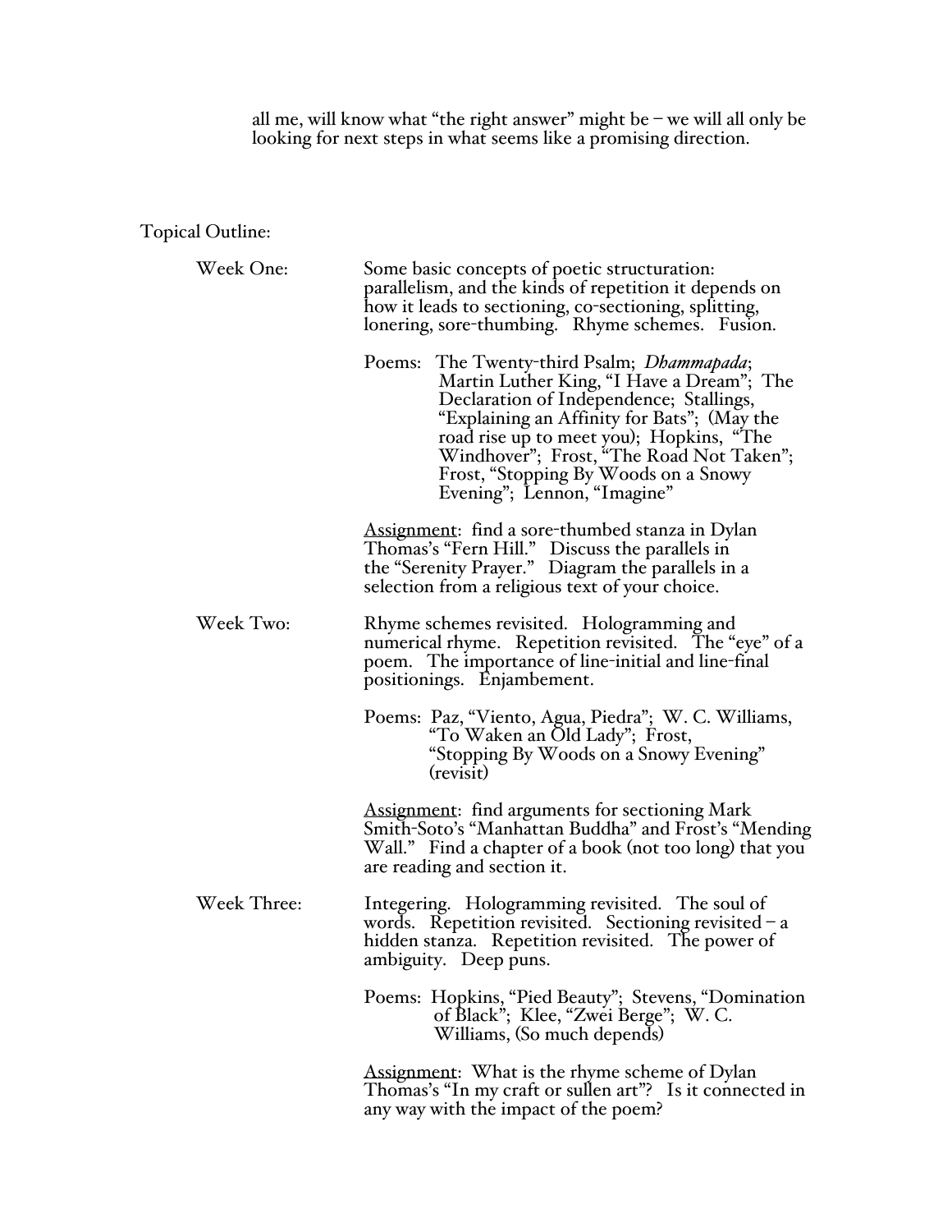all me, will know what "the right answer" might be – we will all only be looking for next steps in what seems like a promising direction.

Topical Outline:

**Week One:**

Some basic concepts of poetic structuration: parallelism, and the kinds of repetition it depends on how it leads to sectioning, co-sectioning, splitting, lonering, sore-thumbing. Rhyme schemes. Fusion.

Poems: The Twenty-third Psalm; *Dhammapada*; Martin Luther King, "I Have a Dream"; The Declaration of Independence; Stallings, "Explaining an Affinity for Bats"; (May the road rise up to meet you); Hopkins, "The Windhover"; Frost, "The Road Not Taken"; Frost, "Stopping By Woods on a Snowy Evening"; Lennon, "Imagine"

<u>Assignment</u>: find a sore-thumbed stanza in Dylan Thomas's "Fern Hill." Discuss the parallels in the "Serenity Prayer." Diagram the parallels in a selection from a religious text of your choice.

**Week Two:**

Rhyme schemes revisited. Hologramming and numerical rhyme. Repetition revisited. The "eye" of a poem. The importance of line-initial and line-final positionings. Enjambement.

Poems: Paz, "Viento, Agua, Piedra"; W. C. Williams, "To Waken an Old Lady"; Frost, "Stopping By Woods on a Snowy Evening" (revisit)

<u>Assignment</u>: find arguments for sectioning Mark Smith-Soto's "Manhattan Buddha" and Frost's "Mending Wall." Find a chapter of a book (not too long) that you are reading and section it.

**Week Three:**

Integering. Hologramming revisited. The soul of words. Repetition revisited. Sectioning revisited – a hidden stanza. Repetition revisited. The power of ambiguity. Deep puns.

Poems: Hopkins, "Pied Beauty"; Stevens, "Domination of Black"; Klee, "Zwei Berge"; W. C. Williams, (So much depends)

<u>Assignment</u>: What is the rhyme scheme of Dylan Thomas's "In my craft or sullen art"? Is it connected in any way with the impact of the poem?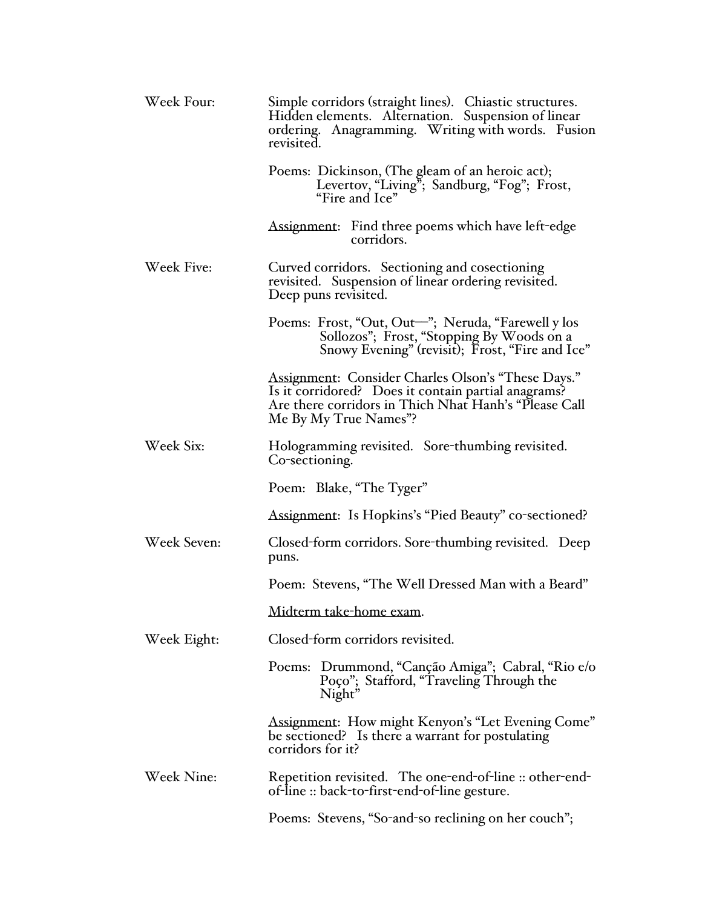**Week Four:** Simple corridors (straight lines). Chiastic structures. Hidden elements. Alternation. Suspension of linear ordering. Anagramming. Writing with words. Fusion revisited.

Poems: Dickinson, (The gleam of an heroic act); Levertov, “Living”; Sandburg, “Fog”; Frost, “Fire and Ice”

Assignment: Find three poems which have left-edge corridors.

**Week Five:** Curved corridors. Sectioning and cosectioning revisited. Suspension of linear ordering revisited. Deep puns revisited.

Poems: Frost, “Out, Out—”; Neruda, “Farewell y los Sollozos”; Frost, “Stopping By Woods on a Snowy Evening” (revisit); Frost, “Fire and Ice”

Assignment: Consider Charles Olson’s “These Days.” Is it corridored? Does it contain partial anagrams? Are there corridors in Thich Nhat Hanh’s “Please Call Me By My True Names”?

**Week Six:** Hologramming revisited. Sore-thumbing revisited. Co-sectioning.

Poem: Blake, “The Tyger”

Assignment: Is Hopkins’s “Pied Beauty” co-sectioned?

**Week Seven:** Closed-form corridors. Sore-thumbing revisited. Deep puns.

Poem: Stevens, “The Well Dressed Man with a Beard”

Midterm take-home exam.

**Week Eight:** Closed-form corridors revisited.

Poems: Drummond, “Canção Amiga”; Cabral, “Rio e/o Poço”; Stafford, “Traveling Through the Night”

Assignment: How might Kenyon’s “Let Evening Come” be sectioned? Is there a warrant for postulating corridors for it?

**Week Nine:** Repetition revisited. The one-end-of-line :: other-end-of-line :: back-to-first-end-of-line gesture.

Poems: Stevens, “So-and-so reclining on her couch”;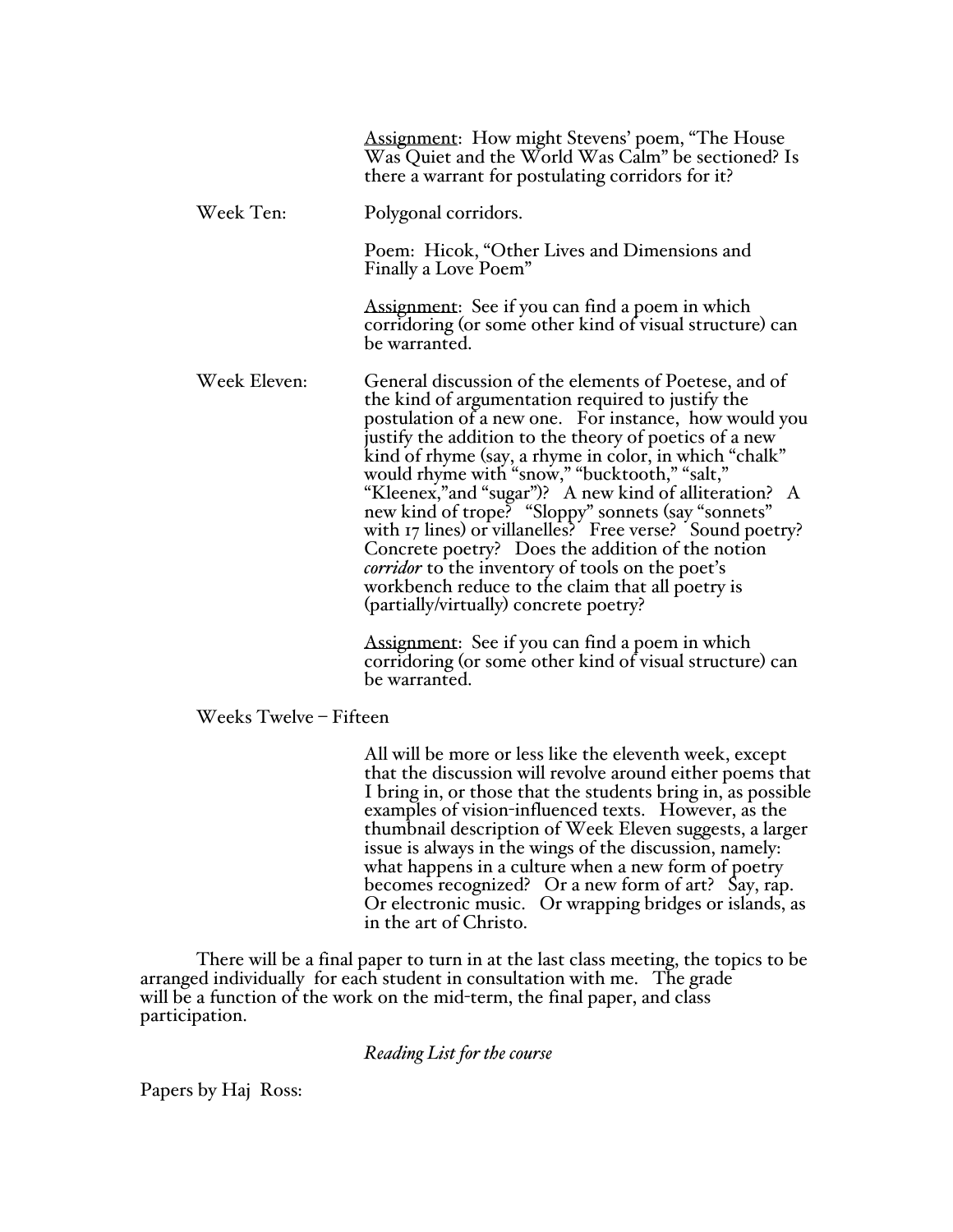Assignment: How might Stevens' poem, "The House Was Quiet and the World Was Calm" be sectioned? Is there a warrant for postulating corridors for it?

**Week Ten:** Polygonal corridors.

Poem: Hicok, "Other Lives and Dimensions and Finally a Love Poem"

Assignment: See if you can find a poem in which corridoring (or some other kind of visual structure) can be warranted.

**Week Eleven:** General discussion of the elements of Poetese, and of the kind of argumentation required to justify the postulation of a new one. For instance, how would you justify the addition to the theory of poetics of a new kind of rhyme (say, a rhyme in color, in which "chalk" would rhyme with "snow," "bucktooth," "salt," "Kleenex,"and "sugar")? A new kind of alliteration? A new kind of trope? "Sloppy" sonnets (say "sonnets" with 17 lines) or villanelles? Free verse? Sound poetry? Concrete poetry? Does the addition of the notion *corridor* to the inventory of tools on the poet's workbench reduce to the claim that all poetry is (partially/virtually) concrete poetry?

Assignment: See if you can find a poem in which corridoring (or some other kind of visual structure) can be warranted.

**Weeks Twelve – Fifteen**

All will be more or less like the eleventh week, except that the discussion will revolve around either poems that I bring in, or those that the students bring in, as possible examples of vision-influenced texts. However, as the thumbnail description of Week Eleven suggests, a larger issue is always in the wings of the discussion, namely: what happens in a culture when a new form of poetry becomes recognized? Or a new form of art? Say, rap. Or electronic music. Or wrapping bridges or islands, as in the art of Christo.

There will be a final paper to turn in at the last class meeting, the topics to be arranged individually for each student in consultation with me. The grade will be a function of the work on the mid-term, the final paper, and class participation.

*Reading List for the course*

Papers by Haj Ross: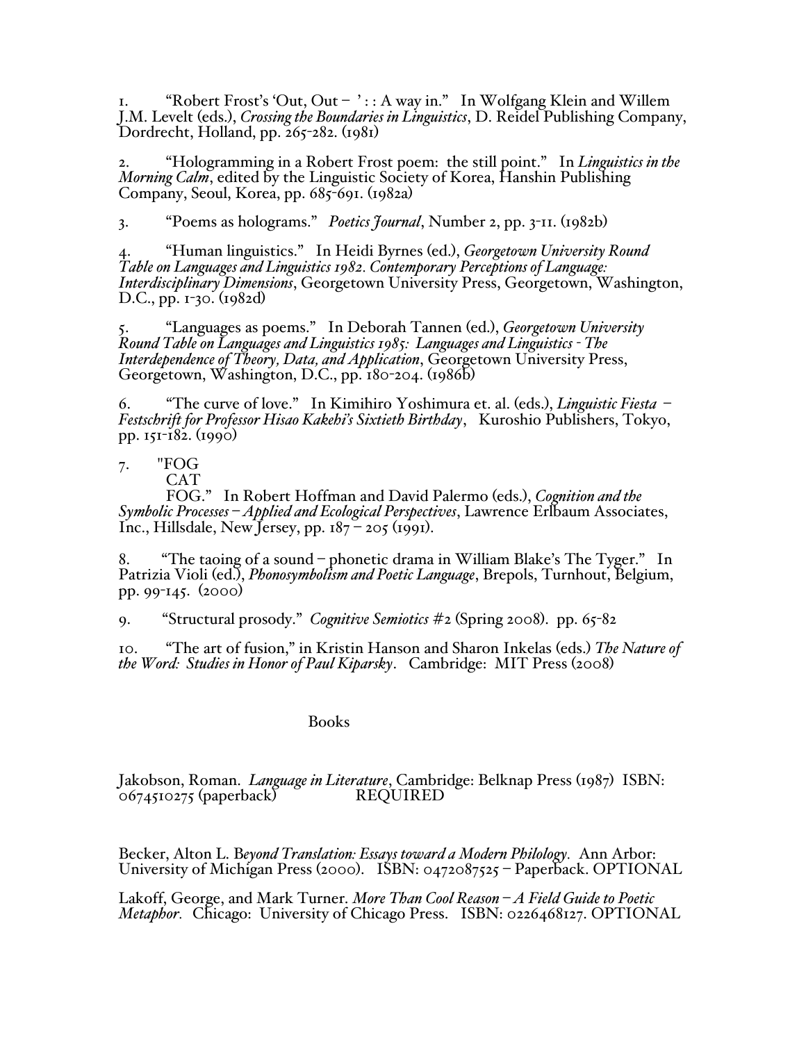1. "Robert Frost's 'Out, Out – ' : : A way in." In Wolfgang Klein and Willem J.M. Levelt (eds.), *Crossing the Boundaries in Linguistics*, D. Reidel Publishing Company, Dordrecht, Holland, pp. 265-282. (1981)

2. "Hologramming in a Robert Frost poem: the still point." In *Linguistics in the Morning Calm*, edited by the Linguistic Society of Korea, Hanshin Publishing Company, Seoul, Korea, pp. 685-691. (1982a)

3. "Poems as holograms." *Poetics Journal*, Number 2, pp. 3-11. (1982b)

4. "Human linguistics." In Heidi Byrnes (ed.), *Georgetown University Round Table on Languages and Linguistics 1982. Contemporary Perceptions of Language: Interdisciplinary Dimensions*, Georgetown University Press, Georgetown, Washington, D.C., pp. 1-30. (1982d)

5. "Languages as poems." In Deborah Tannen (ed.), *Georgetown University Round Table on Languages and Linguistics 1985: Languages and Linguistics - The Interdependence of Theory, Data, and Application*, Georgetown University Press, Georgetown, Washington, D.C., pp. 180-204. (1986b)

6. "The curve of love." In Kimihiro Yoshimura et. al. (eds.), *Linguistic Fiesta – Festschrift for Professor Hisao Kakehi's Sixtieth Birthday*, Kuroshio Publishers, Tokyo, pp. 151-182. (1990)

7. "FOG
 CAT
 FOG." In Robert Hoffman and David Palermo (eds.), *Cognition and the Symbolic Processes – Applied and Ecological Perspectives*, Lawrence Erlbaum Associates, Inc., Hillsdale, New Jersey, pp. 187 – 205 (1991).

8. "The taoing of a sound – phonetic drama in William Blake's The Tyger." In Patrizia Violi (ed.), *Phonosymbolism and Poetic Language*, Brepols, Turnhout, Belgium, pp. 99-145. (2000)

9. "Structural prosody." *Cognitive Semiotics* #2 (Spring 2008). pp. 65-82

10. "The art of fusion," in Kristin Hanson and Sharon Inkelas (eds.) *The Nature of the Word: Studies in Honor of Paul Kiparsky*. Cambridge: MIT Press (2008)

## Books

Jakobson, Roman. *Language in Literature*, Cambridge: Belknap Press (1987) ISBN: 0674510275 (paperback) REQUIRED

Becker, Alton L. B*eyond Translation: Essays toward a Modern Philology.* Ann Arbor: University of Michigan Press (2000). ISBN: 0472087525 – Paperback. OPTIONAL

Lakoff, George, and Mark Turner. *More Than Cool Reason – A Field Guide to Poetic Metaphor.* Chicago: University of Chicago Press. ISBN: 0226468127. OPTIONAL